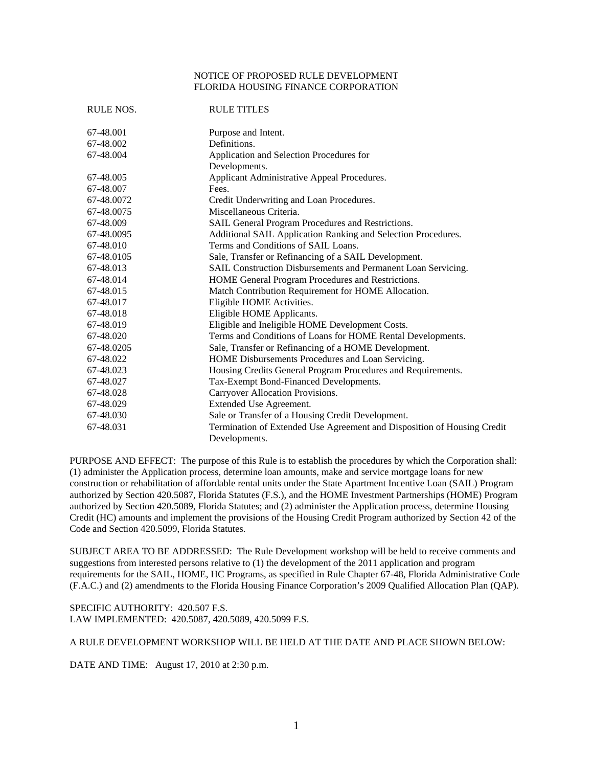NOTICE OF PROPOSED RULE DEVELOPMENT
FLORIDA HOUSING FINANCE CORPORATION

| RULE NOS. | RULE TITLES |
|---|---|
| 67-48.001 | Purpose and Intent. |
| 67-48.002 | Definitions. |
| 67-48.004 | Application and Selection Procedures for Developments. |
| 67-48.005 | Applicant Administrative Appeal Procedures. |
| 67-48.007 | Fees. |
| 67-48.0072 | Credit Underwriting and Loan Procedures. |
| 67-48.0075 | Miscellaneous Criteria. |
| 67-48.009 | SAIL General Program Procedures and Restrictions. |
| 67-48.0095 | Additional SAIL Application Ranking and Selection Procedures. |
| 67-48.010 | Terms and Conditions of SAIL Loans. |
| 67-48.0105 | Sale, Transfer or Refinancing of a SAIL Development. |
| 67-48.013 | SAIL Construction Disbursements and Permanent Loan Servicing. |
| 67-48.014 | HOME General Program Procedures and Restrictions. |
| 67-48.015 | Match Contribution Requirement for HOME Allocation. |
| 67-48.017 | Eligible HOME Activities. |
| 67-48.018 | Eligible HOME Applicants. |
| 67-48.019 | Eligible and Ineligible HOME Development Costs. |
| 67-48.020 | Terms and Conditions of Loans for HOME Rental Developments. |
| 67-48.0205 | Sale, Transfer or Refinancing of a HOME Development. |
| 67-48.022 | HOME Disbursements Procedures and Loan Servicing. |
| 67-48.023 | Housing Credits General Program Procedures and Requirements. |
| 67-48.027 | Tax-Exempt Bond-Financed Developments. |
| 67-48.028 | Carryover Allocation Provisions. |
| 67-48.029 | Extended Use Agreement. |
| 67-48.030 | Sale or Transfer of a Housing Credit Development. |
| 67-48.031 | Termination of Extended Use Agreement and Disposition of Housing Credit Developments. |

PURPOSE AND EFFECT: The purpose of this Rule is to establish the procedures by which the Corporation shall: (1) administer the Application process, determine loan amounts, make and service mortgage loans for new construction or rehabilitation of affordable rental units under the State Apartment Incentive Loan (SAIL) Program authorized by Section 420.5087, Florida Statutes (F.S.), and the HOME Investment Partnerships (HOME) Program authorized by Section 420.5089, Florida Statutes; and (2) administer the Application process, determine Housing Credit (HC) amounts and implement the provisions of the Housing Credit Program authorized by Section 42 of the Code and Section 420.5099, Florida Statutes.

SUBJECT AREA TO BE ADDRESSED: The Rule Development workshop will be held to receive comments and suggestions from interested persons relative to (1) the development of the 2011 application and program requirements for the SAIL, HOME, HC Programs, as specified in Rule Chapter 67-48, Florida Administrative Code (F.A.C.) and (2) amendments to the Florida Housing Finance Corporation's 2009 Qualified Allocation Plan (QAP).

SPECIFIC AUTHORITY: 420.507 F.S.
LAW IMPLEMENTED: 420.5087, 420.5089, 420.5099 F.S.

A RULE DEVELOPMENT WORKSHOP WILL BE HELD AT THE DATE AND PLACE SHOWN BELOW:

DATE AND TIME: August 17, 2010 at 2:30 p.m.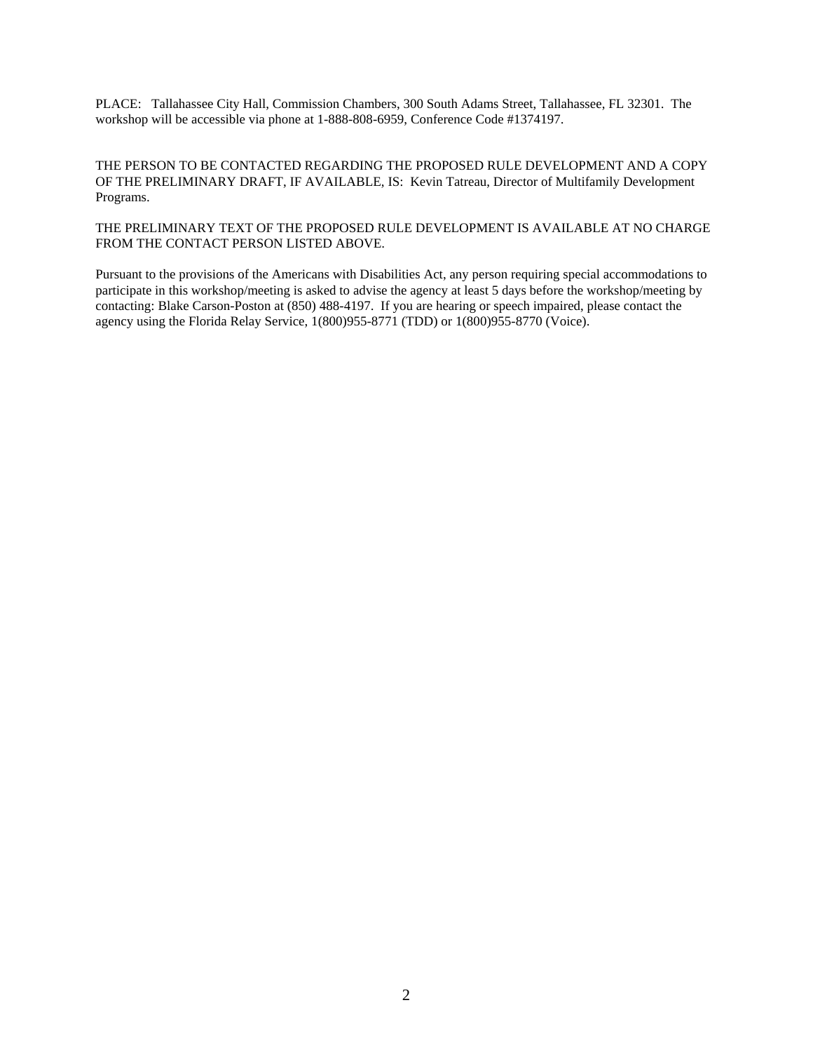PLACE: Tallahassee City Hall, Commission Chambers, 300 South Adams Street, Tallahassee, FL 32301. The workshop will be accessible via phone at 1-888-808-6959, Conference Code #1374197.

THE PERSON TO BE CONTACTED REGARDING THE PROPOSED RULE DEVELOPMENT AND A COPY OF THE PRELIMINARY DRAFT, IF AVAILABLE, IS: Kevin Tatreau, Director of Multifamily Development Programs.

THE PRELIMINARY TEXT OF THE PROPOSED RULE DEVELOPMENT IS AVAILABLE AT NO CHARGE FROM THE CONTACT PERSON LISTED ABOVE.

Pursuant to the provisions of the Americans with Disabilities Act, any person requiring special accommodations to participate in this workshop/meeting is asked to advise the agency at least 5 days before the workshop/meeting by contacting: Blake Carson-Poston at (850) 488-4197. If you are hearing or speech impaired, please contact the agency using the Florida Relay Service, 1(800)955-8771 (TDD) or 1(800)955-8770 (Voice).